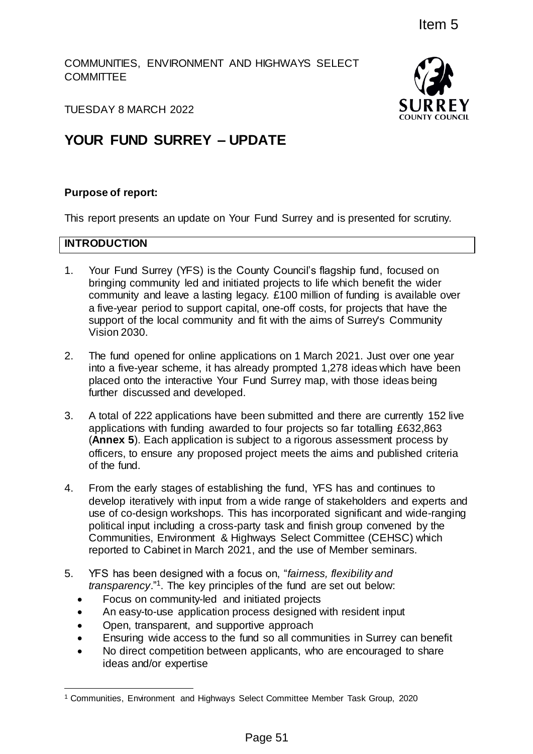Item 5

COMMUNITIES, ENVIRONMENT AND HIGHWAYS SELECT COMMITTEE

TUESDAY 8 MARCH 2022

# YOUR FUND SURREY – UPDATE

**Purpose of report:**

This report presents an update on Your Fund Surrey and is presented for scrutiny.

## INTRODUCTION

1. Your Fund Surrey (YFS) is the County Council's flagship fund, focused on bringing community led and initiated projects to life which benefit the wider community and leave a lasting legacy. £100 million of funding is available over a five-year period to support capital, one-off costs, for projects that have the support of the local community and fit with the aims of Surrey's Community Vision 2030.

2. The fund opened for online applications on 1 March 2021. Just over one year into a five-year scheme, it has already prompted 1,278 ideas which have been placed onto the interactive Your Fund Surrey map, with those ideas being further discussed and developed.

3. A total of 222 applications have been submitted and there are currently 152 live applications with funding awarded to four projects so far totalling £632,863 (**Annex 5**). Each application is subject to a rigorous assessment process by officers, to ensure any proposed project meets the aims and published criteria of the fund.

4. From the early stages of establishing the fund, YFS has and continues to develop iteratively with input from a wide range of stakeholders and experts and use of co-design workshops. This has incorporated significant and wide-ranging political input including a cross-party task and finish group convened by the Communities, Environment & Highways Select Committee (CEHSC) which reported to Cabinet in March 2021, and the use of Member seminars.

5. YFS has been designed with a focus on, "*fairness, flexibility and transparency*."[1]. The key principles of the fund are set out below:
   - Focus on community-led and initiated projects
   - An easy-to-use application process designed with resident input
   - Open, transparent, and supportive approach
   - Ensuring wide access to the fund so all communities in Surrey can benefit
   - No direct competition between applicants, who are encouraged to share ideas and/or expertise

[1] Communities, Environment and Highways Select Committee Member Task Group, 2020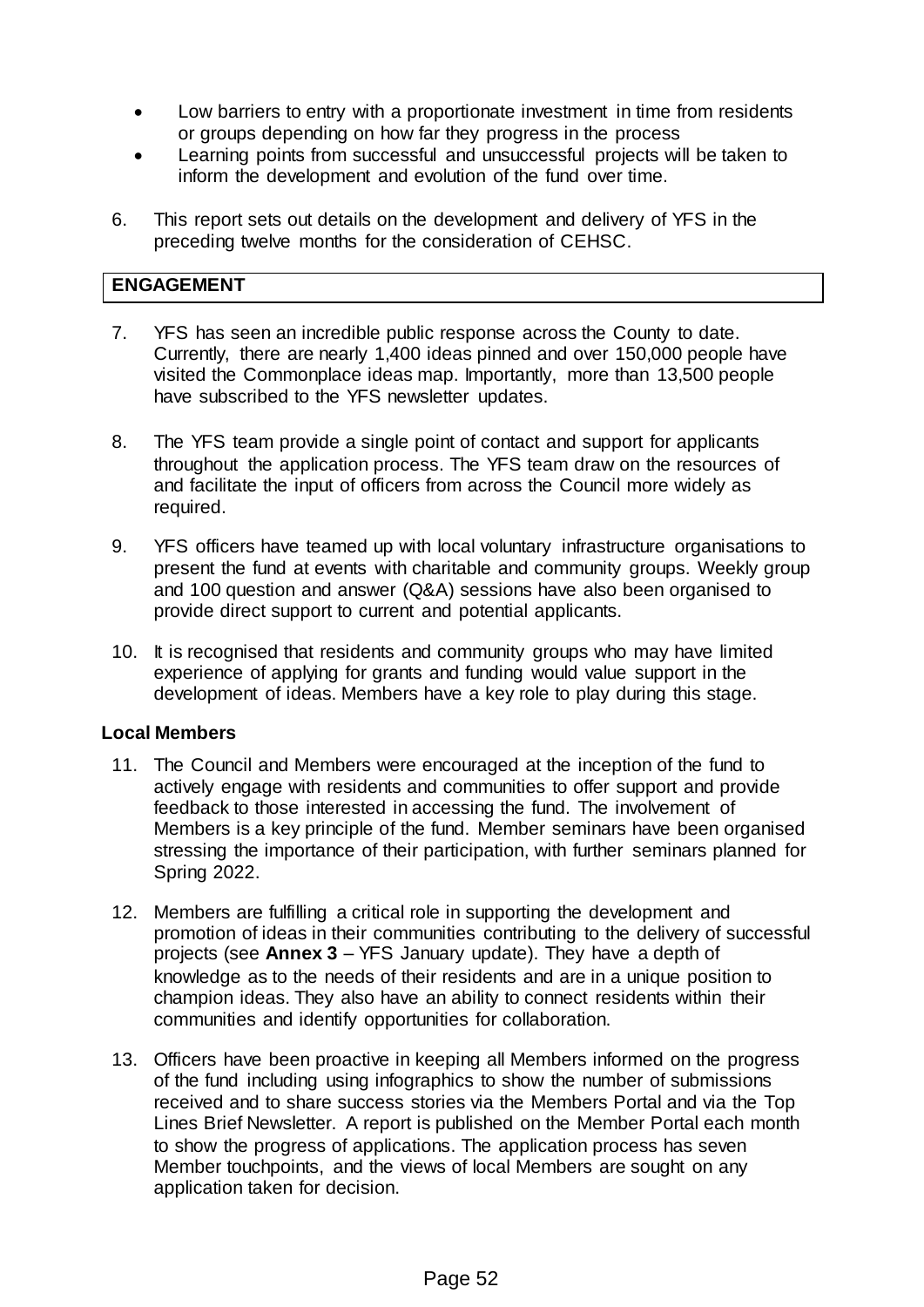- Low barriers to entry with a proportionate investment in time from residents or groups depending on how far they progress in the process
- Learning points from successful and unsuccessful projects will be taken to inform the development and evolution of the fund over time.

6. This report sets out details on the development and delivery of YFS in the preceding twelve months for the consideration of CEHSC.

## ENGAGEMENT

7. YFS has seen an incredible public response across the County to date. Currently, there are nearly 1,400 ideas pinned and over 150,000 people have visited the Commonplace ideas map. Importantly, more than 13,500 people have subscribed to the YFS newsletter updates.

8. The YFS team provide a single point of contact and support for applicants throughout the application process. The YFS team draw on the resources of and facilitate the input of officers from across the Council more widely as required.

9. YFS officers have teamed up with local voluntary infrastructure organisations to present the fund at events with charitable and community groups. Weekly group and 100 question and answer (Q&A) sessions have also been organised to provide direct support to current and potential applicants.

10. It is recognised that residents and community groups who may have limited experience of applying for grants and funding would value support in the development of ideas. Members have a key role to play during this stage.

### Local Members

11. The Council and Members were encouraged at the inception of the fund to actively engage with residents and communities to offer support and provide feedback to those interested in accessing the fund. The involvement of Members is a key principle of the fund. Member seminars have been organised stressing the importance of their participation, with further seminars planned for Spring 2022.

12. Members are fulfilling a critical role in supporting the development and promotion of ideas in their communities contributing to the delivery of successful projects (see **Annex 3** – YFS January update). They have a depth of knowledge as to the needs of their residents and are in a unique position to champion ideas. They also have an ability to connect residents within their communities and identify opportunities for collaboration.

13. Officers have been proactive in keeping all Members informed on the progress of the fund including using infographics to show the number of submissions received and to share success stories via the Members Portal and via the Top Lines Brief Newsletter. A report is published on the Member Portal each month to show the progress of applications. The application process has seven Member touchpoints, and the views of local Members are sought on any application taken for decision.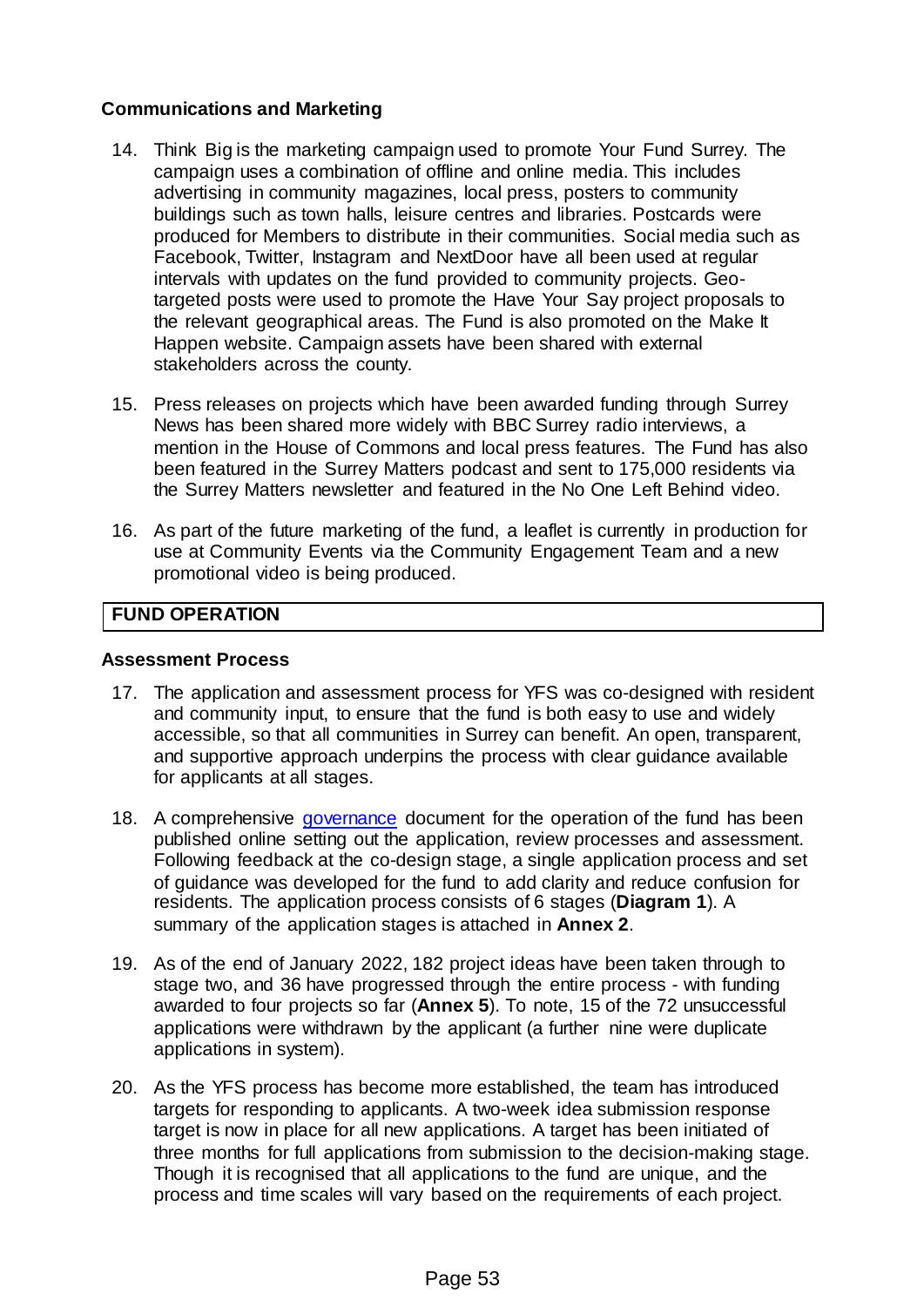**Communications and Marketing**

14. Think Big is the marketing campaign used to promote Your Fund Surrey. The campaign uses a combination of offline and online media. This includes advertising in community magazines, local press, posters to community buildings such as town halls, leisure centres and libraries. Postcards were produced for Members to distribute in their communities. Social media such as Facebook, Twitter, Instagram and NextDoor have all been used at regular intervals with updates on the fund provided to community projects. Geo-targeted posts were used to promote the Have Your Say project proposals to the relevant geographical areas. The Fund is also promoted on the Make It Happen website. Campaign assets have been shared with external stakeholders across the county.

15. Press releases on projects which have been awarded funding through Surrey News has been shared more widely with BBC Surrey radio interviews, a mention in the House of Commons and local press features. The Fund has also been featured in the Surrey Matters podcast and sent to 175,000 residents via the Surrey Matters newsletter and featured in the No One Left Behind video.

16. As part of the future marketing of the fund, a leaflet is currently in production for use at Community Events via the Community Engagement Team and a new promotional video is being produced.

## FUND OPERATION

**Assessment Process**

17. The application and assessment process for YFS was co-designed with resident and community input, to ensure that the fund is both easy to use and widely accessible, so that all communities in Surrey can benefit. An open, transparent, and supportive approach underpins the process with clear guidance available for applicants at all stages.

18. A comprehensive governance document for the operation of the fund has been published online setting out the application, review processes and assessment. Following feedback at the co-design stage, a single application process and set of guidance was developed for the fund to add clarity and reduce confusion for residents. The application process consists of 6 stages (**Diagram 1**). A summary of the application stages is attached in **Annex 2**.

19. As of the end of January 2022, 182 project ideas have been taken through to stage two, and 36 have progressed through the entire process - with funding awarded to four projects so far (**Annex 5**). To note, 15 of the 72 unsuccessful applications were withdrawn by the applicant (a further nine were duplicate applications in system).

20. As the YFS process has become more established, the team has introduced targets for responding to applicants. A two-week idea submission response target is now in place for all new applications. A target has been initiated of three months for full applications from submission to the decision-making stage. Though it is recognised that all applications to the fund are unique, and the process and time scales will vary based on the requirements of each project.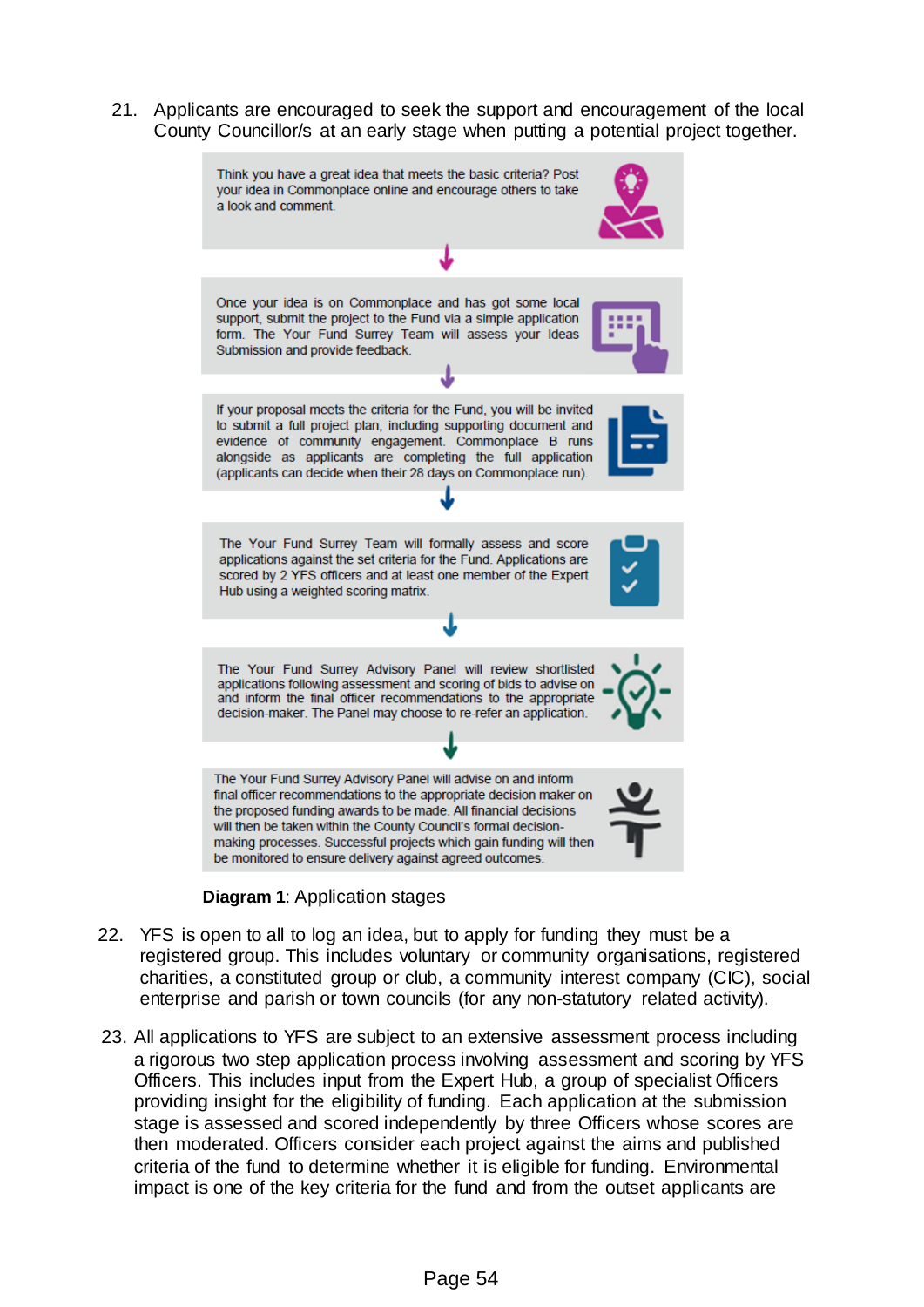21. Applicants are encouraged to seek the support and encouragement of the local County Councillor/s at an early stage when putting a potential project together.

Think you have a great idea that meets the basic criteria? Post your idea in Commonplace online and encourage others to take a look and comment.

↓

Once your idea is on Commonplace and has got some local support, submit the project to the Fund via a simple application form. The Your Fund Surrey Team will assess your Ideas Submission and provide feedback.

↓

If your proposal meets the criteria for the Fund, you will be invited to submit a full project plan, including supporting document and evidence of community engagement. Commonplace B runs alongside as applicants are completing the full application (applicants can decide when their 28 days on Commonplace run).

↓

The Your Fund Surrey Team will formally assess and score applications against the set criteria for the Fund. Applications are scored by 2 YFS officers and at least one member of the Expert Hub using a weighted scoring matrix.

↓

The Your Fund Surrey Advisory Panel will review shortlisted applications following assessment and scoring of bids to advise on and inform the final officer recommendations to the appropriate decision-maker. The Panel may choose to re-refer an application.

↓

The Your Fund Surrey Advisory Panel will advise on and inform final officer recommendations to the appropriate decision maker on the proposed funding awards to be made. All financial decisions will then be taken within the County Council's formal decision-making processes. Successful projects which gain funding will then be monitored to ensure delivery against agreed outcomes.

**Diagram 1**: Application stages

22. YFS is open to all to log an idea, but to apply for funding they must be a registered group. This includes voluntary or community organisations, registered charities, a constituted group or club, a community interest company (CIC), social enterprise and parish or town councils (for any non-statutory related activity).

23. All applications to YFS are subject to an extensive assessment process including a rigorous two step application process involving assessment and scoring by YFS Officers. This includes input from the Expert Hub, a group of specialist Officers providing insight for the eligibility of funding. Each application at the submission stage is assessed and scored independently by three Officers whose scores are then moderated. Officers consider each project against the aims and published criteria of the fund to determine whether it is eligible for funding. Environmental impact is one of the key criteria for the fund and from the outset applicants are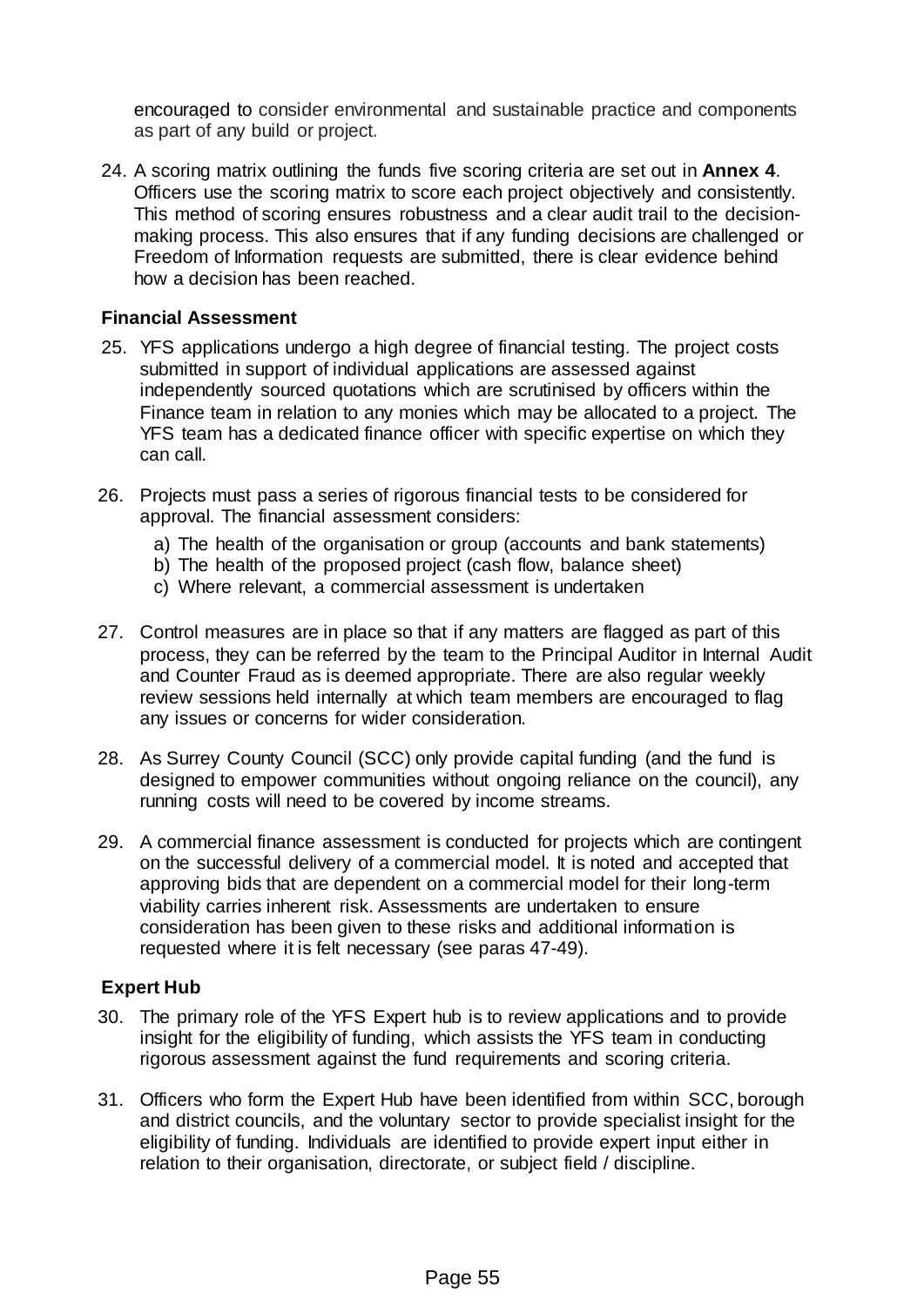encouraged to consider environmental and sustainable practice and components as part of any build or project.

24. A scoring matrix outlining the funds five scoring criteria are set out in **Annex 4**. Officers use the scoring matrix to score each project objectively and consistently. This method of scoring ensures robustness and a clear audit trail to the decision-making process. This also ensures that if any funding decisions are challenged or Freedom of Information requests are submitted, there is clear evidence behind how a decision has been reached.

**Financial Assessment**

25. YFS applications undergo a high degree of financial testing. The project costs submitted in support of individual applications are assessed against independently sourced quotations which are scrutinised by officers within the Finance team in relation to any monies which may be allocated to a project. The YFS team has a dedicated finance officer with specific expertise on which they can call.

26. Projects must pass a series of rigorous financial tests to be considered for approval. The financial assessment considers:
    a) The health of the organisation or group (accounts and bank statements)
    b) The health of the proposed project (cash flow, balance sheet)
    c) Where relevant, a commercial assessment is undertaken

27. Control measures are in place so that if any matters are flagged as part of this process, they can be referred by the team to the Principal Auditor in Internal Audit and Counter Fraud as is deemed appropriate. There are also regular weekly review sessions held internally at which team members are encouraged to flag any issues or concerns for wider consideration.

28. As Surrey County Council (SCC) only provide capital funding (and the fund is designed to empower communities without ongoing reliance on the council), any running costs will need to be covered by income streams.

29. A commercial finance assessment is conducted for projects which are contingent on the successful delivery of a commercial model. It is noted and accepted that approving bids that are dependent on a commercial model for their long-term viability carries inherent risk. Assessments are undertaken to ensure consideration has been given to these risks and additional information is requested where it is felt necessary (see paras 47-49).

**Expert Hub**

30. The primary role of the YFS Expert hub is to review applications and to provide insight for the eligibility of funding, which assists the YFS team in conducting rigorous assessment against the fund requirements and scoring criteria.

31. Officers who form the Expert Hub have been identified from within SCC, borough and district councils, and the voluntary sector to provide specialist insight for the eligibility of funding. Individuals are identified to provide expert input either in relation to their organisation, directorate, or subject field / discipline.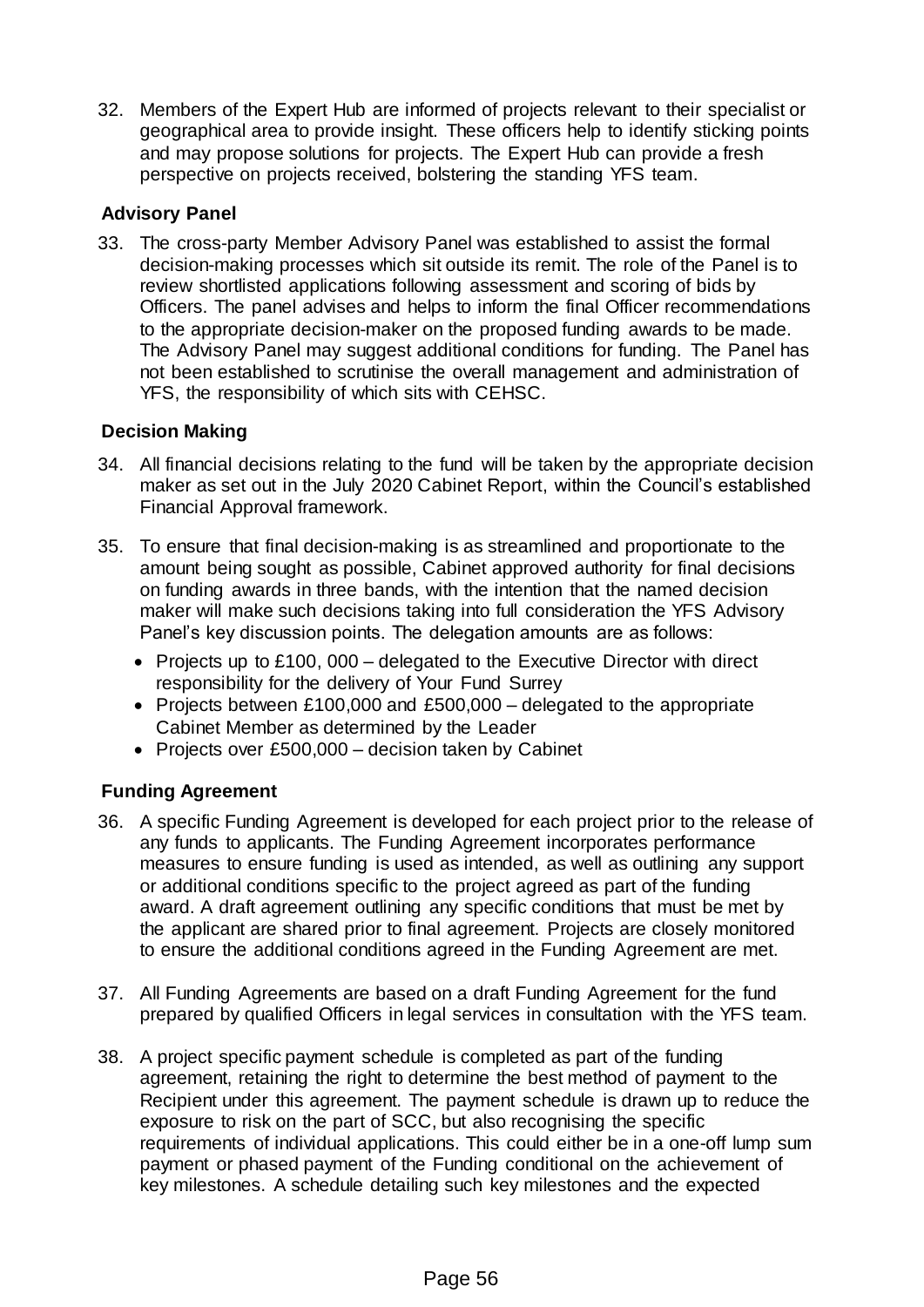32. Members of the Expert Hub are informed of projects relevant to their specialist or geographical area to provide insight. These officers help to identify sticking points and may propose solutions for projects. The Expert Hub can provide a fresh perspective on projects received, bolstering the standing YFS team.

### Advisory Panel

33. The cross-party Member Advisory Panel was established to assist the formal decision-making processes which sit outside its remit. The role of the Panel is to review shortlisted applications following assessment and scoring of bids by Officers. The panel advises and helps to inform the final Officer recommendations to the appropriate decision-maker on the proposed funding awards to be made. The Advisory Panel may suggest additional conditions for funding. The Panel has not been established to scrutinise the overall management and administration of YFS, the responsibility of which sits with CEHSC.

### Decision Making

34. All financial decisions relating to the fund will be taken by the appropriate decision maker as set out in the July 2020 Cabinet Report, within the Council's established Financial Approval framework.

35. To ensure that final decision-making is as streamlined and proportionate to the amount being sought as possible, Cabinet approved authority for final decisions on funding awards in three bands, with the intention that the named decision maker will make such decisions taking into full consideration the YFS Advisory Panel's key discussion points. The delegation amounts are as follows:
    - Projects up to £100, 000 – delegated to the Executive Director with direct responsibility for the delivery of Your Fund Surrey
    - Projects between £100,000 and £500,000 – delegated to the appropriate Cabinet Member as determined by the Leader
    - Projects over £500,000 – decision taken by Cabinet

### Funding Agreement

36. A specific Funding Agreement is developed for each project prior to the release of any funds to applicants. The Funding Agreement incorporates performance measures to ensure funding is used as intended, as well as outlining any support or additional conditions specific to the project agreed as part of the funding award. A draft agreement outlining any specific conditions that must be met by the applicant are shared prior to final agreement. Projects are closely monitored to ensure the additional conditions agreed in the Funding Agreement are met.

37. All Funding Agreements are based on a draft Funding Agreement for the fund prepared by qualified Officers in legal services in consultation with the YFS team.

38. A project specific payment schedule is completed as part of the funding agreement, retaining the right to determine the best method of payment to the Recipient under this agreement. The payment schedule is drawn up to reduce the exposure to risk on the part of SCC, but also recognising the specific requirements of individual applications. This could either be in a one-off lump sum payment or phased payment of the Funding conditional on the achievement of key milestones. A schedule detailing such key milestones and the expected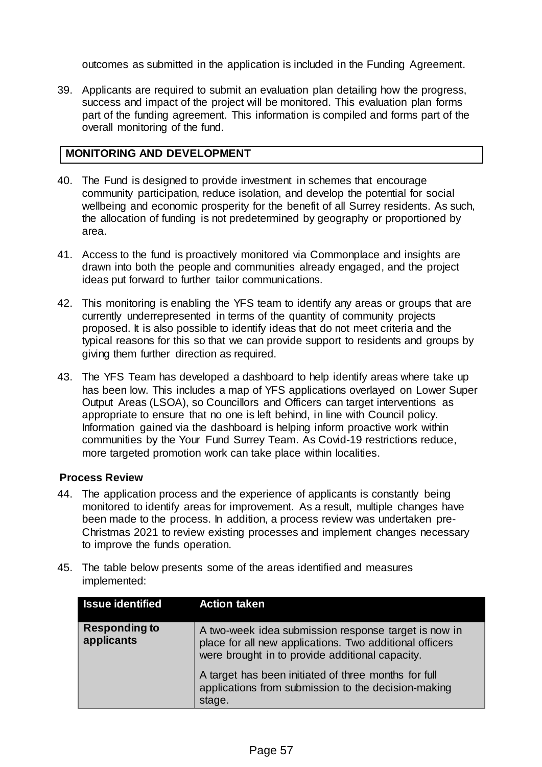outcomes as submitted in the application is included in the Funding Agreement.

39. Applicants are required to submit an evaluation plan detailing how the progress, success and impact of the project will be monitored. This evaluation plan forms part of the funding agreement. This information is compiled and forms part of the overall monitoring of the fund.

## MONITORING AND DEVELOPMENT

40. The Fund is designed to provide investment in schemes that encourage community participation, reduce isolation, and develop the potential for social wellbeing and economic prosperity for the benefit of all Surrey residents. As such, the allocation of funding is not predetermined by geography or proportioned by area.

41. Access to the fund is proactively monitored via Commonplace and insights are drawn into both the people and communities already engaged, and the project ideas put forward to further tailor communications.

42. This monitoring is enabling the YFS team to identify any areas or groups that are currently underrepresented in terms of the quantity of community projects proposed. It is also possible to identify ideas that do not meet criteria and the typical reasons for this so that we can provide support to residents and groups by giving them further direction as required.

43. The YFS Team has developed a dashboard to help identify areas where take up has been low. This includes a map of YFS applications overlayed on Lower Super Output Areas (LSOA), so Councillors and Officers can target interventions as appropriate to ensure that no one is left behind, in line with Council policy. Information gained via the dashboard is helping inform proactive work within communities by the Your Fund Surrey Team. As Covid-19 restrictions reduce, more targeted promotion work can take place within localities.

### Process Review

44. The application process and the experience of applicants is constantly being monitored to identify areas for improvement. As a result, multiple changes have been made to the process. In addition, a process review was undertaken pre-Christmas 2021 to review existing processes and implement changes necessary to improve the funds operation.

45. The table below presents some of the areas identified and measures implemented:

| Issue identified | Action taken |
|---|---|
| **Responding to applicants** | A two-week idea submission response target is now in place for all new applications. Two additional officers were brought in to provide additional capacity.<br><br>A target has been initiated of three months for full applications from submission to the decision-making stage. |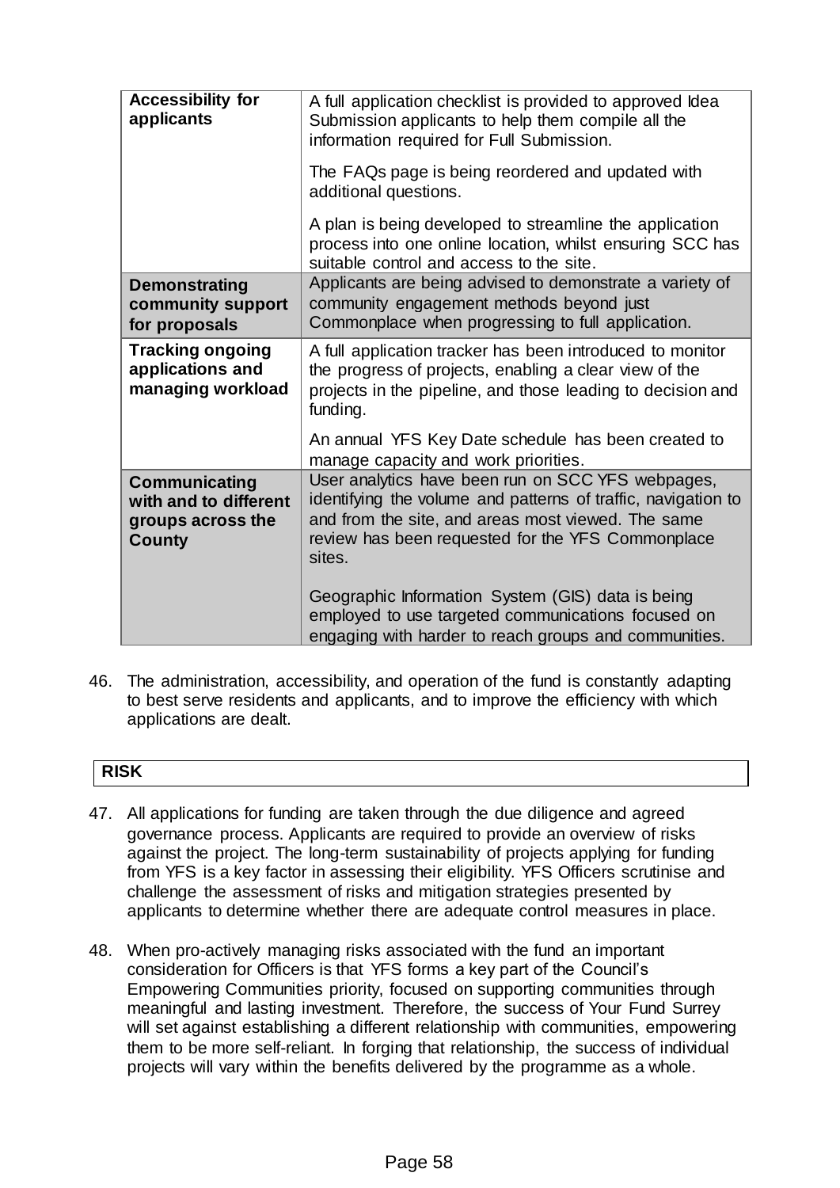| | |
|---|---|
| **Accessibility for applicants** | A full application checklist is provided to approved Idea Submission applicants to help them compile all the information required for Full Submission.<br><br>The FAQs page is being reordered and updated with additional questions.<br><br>A plan is being developed to streamline the application process into one online location, whilst ensuring SCC has suitable control and access to the site. |
| **Demonstrating community support for proposals** | Applicants are being advised to demonstrate a variety of community engagement methods beyond just Commonplace when progressing to full application. |
| **Tracking ongoing applications and managing workload** | A full application tracker has been introduced to monitor the progress of projects, enabling a clear view of the projects in the pipeline, and those leading to decision and funding.<br><br>An annual YFS Key Date schedule has been created to manage capacity and work priorities. |
| **Communicating with and to different groups across the County** | User analytics have been run on SCC YFS webpages, identifying the volume and patterns of traffic, navigation to and from the site, and areas most viewed. The same review has been requested for the YFS Commonplace sites.<br><br>Geographic Information System (GIS) data is being employed to use targeted communications focused on engaging with harder to reach groups and communities. |

46. The administration, accessibility, and operation of the fund is constantly adapting to best serve residents and applicants, and to improve the efficiency with which applications are dealt.

## RISK

47. All applications for funding are taken through the due diligence and agreed governance process. Applicants are required to provide an overview of risks against the project. The long-term sustainability of projects applying for funding from YFS is a key factor in assessing their eligibility. YFS Officers scrutinise and challenge the assessment of risks and mitigation strategies presented by applicants to determine whether there are adequate control measures in place.

48. When pro-actively managing risks associated with the fund an important consideration for Officers is that YFS forms a key part of the Council's Empowering Communities priority, focused on supporting communities through meaningful and lasting investment. Therefore, the success of Your Fund Surrey will set against establishing a different relationship with communities, empowering them to be more self-reliant. In forging that relationship, the success of individual projects will vary within the benefits delivered by the programme as a whole.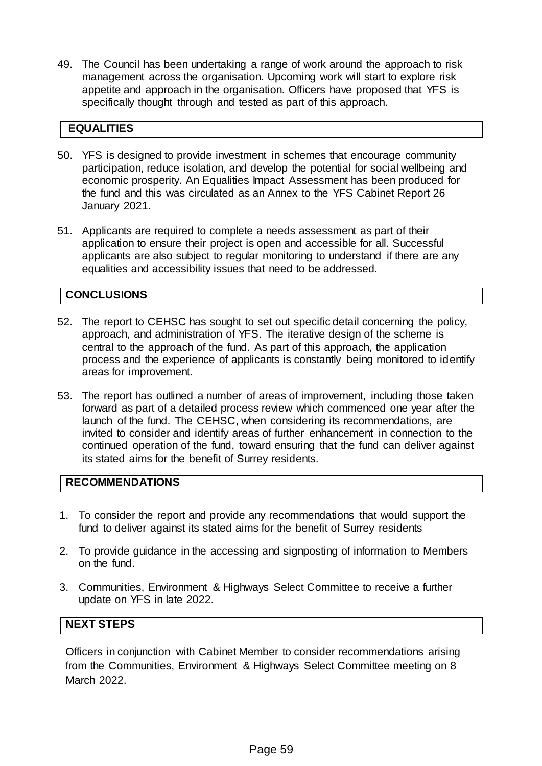49. The Council has been undertaking a range of work around the approach to risk management across the organisation. Upcoming work will start to explore risk appetite and approach in the organisation. Officers have proposed that YFS is specifically thought through and tested as part of this approach.

## EQUALITIES

50. YFS is designed to provide investment in schemes that encourage community participation, reduce isolation, and develop the potential for social wellbeing and economic prosperity. An Equalities Impact Assessment has been produced for the fund and this was circulated as an Annex to the YFS Cabinet Report 26 January 2021.

51. Applicants are required to complete a needs assessment as part of their application to ensure their project is open and accessible for all. Successful applicants are also subject to regular monitoring to understand if there are any equalities and accessibility issues that need to be addressed.

## CONCLUSIONS

52. The report to CEHSC has sought to set out specific detail concerning the policy, approach, and administration of YFS. The iterative design of the scheme is central to the approach of the fund. As part of this approach, the application process and the experience of applicants is constantly being monitored to identify areas for improvement.

53. The report has outlined a number of areas of improvement, including those taken forward as part of a detailed process review which commenced one year after the launch of the fund. The CEHSC, when considering its recommendations, are invited to consider and identify areas of further enhancement in connection to the continued operation of the fund, toward ensuring that the fund can deliver against its stated aims for the benefit of Surrey residents.

## RECOMMENDATIONS

1. To consider the report and provide any recommendations that would support the fund to deliver against its stated aims for the benefit of Surrey residents

2. To provide guidance in the accessing and signposting of information to Members on the fund.

3. Communities, Environment & Highways Select Committee to receive a further update on YFS in late 2022.

## NEXT STEPS

Officers in conjunction with Cabinet Member to consider recommendations arising from the Communities, Environment & Highways Select Committee meeting on 8 March 2022.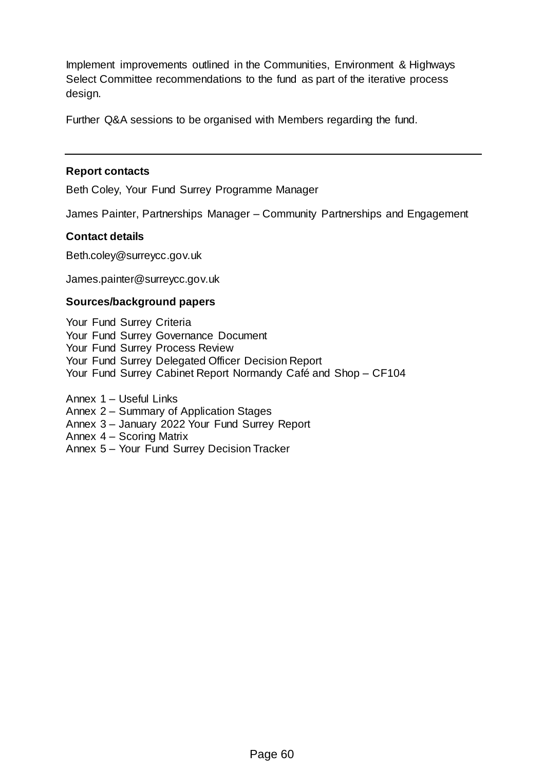Implement improvements outlined in the Communities, Environment & Highways Select Committee recommendations to the fund as part of the iterative process design.

Further Q&A sessions to be organised with Members regarding the fund.

---

**Report contacts**

Beth Coley, Your Fund Surrey Programme Manager

James Painter, Partnerships Manager – Community Partnerships and Engagement

**Contact details**

Beth.coley@surreycc.gov.uk

James.painter@surreycc.gov.uk

**Sources/background papers**

Your Fund Surrey Criteria
Your Fund Surrey Governance Document
Your Fund Surrey Process Review
Your Fund Surrey Delegated Officer Decision Report
Your Fund Surrey Cabinet Report Normandy Café and Shop – CF104

Annex 1 – Useful Links
Annex 2 – Summary of Application Stages
Annex 3 – January 2022 Your Fund Surrey Report
Annex 4 – Scoring Matrix
Annex 5 – Your Fund Surrey Decision Tracker